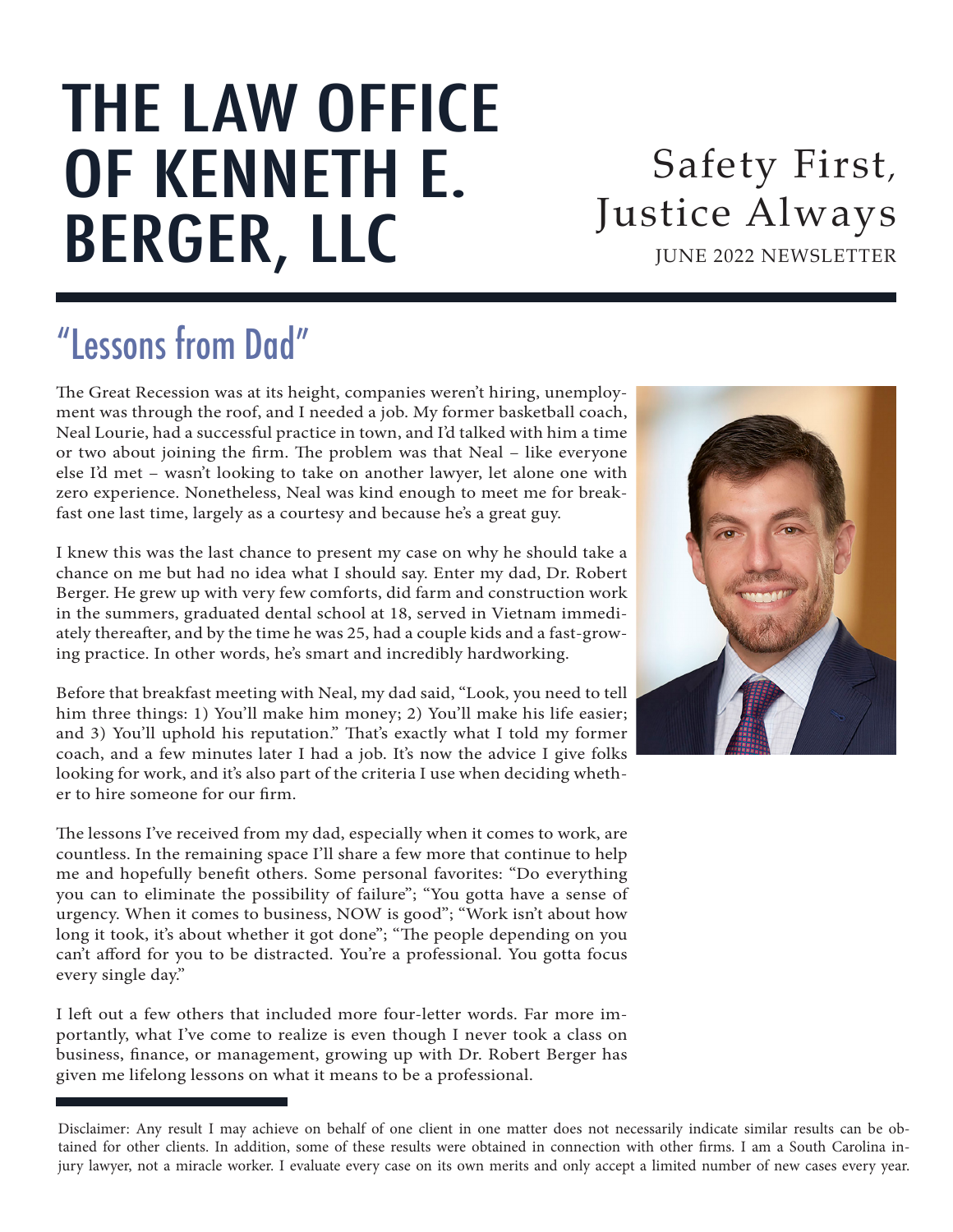# THE LAW OFFICE OF KENNETH E. BERGER, LLC

Safety First, Justice Always

JUNE 2022 NEWSLETTER

## "Lessons from Dad"

The Great Recession was at its height, companies weren't hiring, unemployment was through the roof, and I needed a job. My former basketball coach, Neal Lourie, had a successful practice in town, and I'd talked with him a time or two about joining the firm. The problem was that Neal – like everyone else I'd met – wasn't looking to take on another lawyer, let alone one with zero experience. Nonetheless, Neal was kind enough to meet me for breakfast one last time, largely as a courtesy and because he's a great guy.

I knew this was the last chance to present my case on why he should take a chance on me but had no idea what I should say. Enter my dad, Dr. Robert Berger. He grew up with very few comforts, did farm and construction work in the summers, graduated dental school at 18, served in Vietnam immediately thereafter, and by the time he was 25, had a couple kids and a fast-growing practice. In other words, he's smart and incredibly hardworking.

Before that breakfast meeting with Neal, my dad said, "Look, you need to tell him three things: 1) You'll make him money; 2) You'll make his life easier; and 3) You'll uphold his reputation." That's exactly what I told my former coach, and a few minutes later I had a job. It's now the advice I give folks looking for work, and it's also part of the criteria I use when deciding whether to hire someone for our firm.

The lessons I've received from my dad, especially when it comes to work, are countless. In the remaining space I'll share a few more that continue to help me and hopefully benefit others. Some personal favorites: "Do everything you can to eliminate the possibility of failure"; "You gotta have a sense of urgency. When it comes to business, NOW is good"; "Work isn't about how long it took, it's about whether it got done"; "The people depending on you can't afford for you to be distracted. You're a professional. You gotta focus every single day."

I left out a few others that included more four-letter words. Far more importantly, what I've come to realize is even though I never took a class on business, finance, or management, growing up with Dr. Robert Berger has given me lifelong lessons on what it means to be a professional.

---

Disclaimer: Any result I may achieve on behalf of one client in one matter does not necessarily indicate similar results can be obtained for other clients. In addition, some of these results were obtained in connection with other firms. I am a South Carolina injury lawyer, not a miracle worker. I evaluate every case on its own merits and only accept a limited number of new cases every year.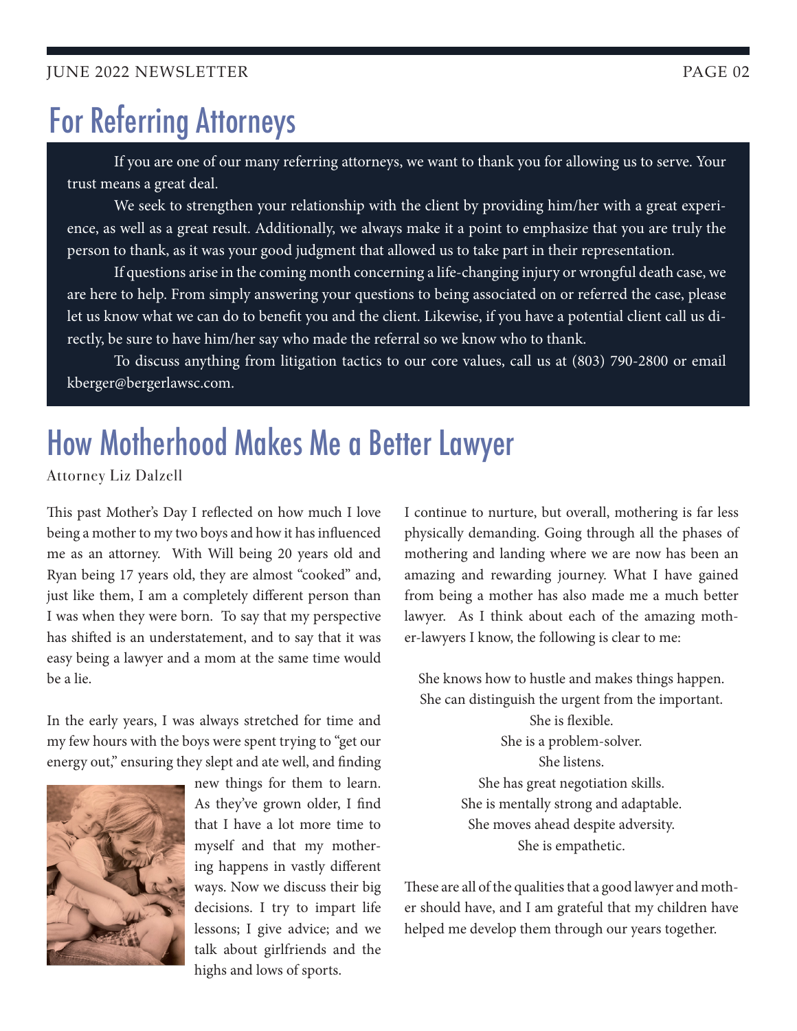# For Referring Attorneys

If you are one of our many referring attorneys, we want to thank you for allowing us to serve. Your trust means a great deal.

We seek to strengthen your relationship with the client by providing him/her with a great experience, as well as a great result. Additionally, we always make it a point to emphasize that you are truly the person to thank, as it was your good judgment that allowed us to take part in their representation.

If questions arise in the coming month concerning a life-changing injury or wrongful death case, we are here to help. From simply answering your questions to being associated on or referred the case, please let us know what we can do to benefit you and the client. Likewise, if you have a potential client call us directly, be sure to have him/her say who made the referral so we know who to thank.

To discuss anything from litigation tactics to our core values, call us at (803) 790-2800 or email kberger@bergerlawsc.com.

# How Motherhood Makes Me a Better Lawyer

Attorney Liz Dalzell

This past Mother's Day I reflected on how much I love being a mother to my two boys and how it has influenced me as an attorney. With Will being 20 years old and Ryan being 17 years old, they are almost "cooked" and, just like them, I am a completely different person than I was when they were born. To say that my perspective has shifted is an understatement, and to say that it was easy being a lawyer and a mom at the same time would be a lie.

In the early years, I was always stretched for time and my few hours with the boys were spent trying to "get our energy out," ensuring they slept and ate well, and finding new things for them to learn. As they've grown older, I find that I have a lot more time to myself and that my mothering happens in vastly different ways. Now we discuss their big decisions. I try to impart life lessons; I give advice; and we talk about girlfriends and the highs and lows of sports.

I continue to nurture, but overall, mothering is far less physically demanding. Going through all the phases of mothering and landing where we are now has been an amazing and rewarding journey. What I have gained from being a mother has also made me a much better lawyer. As I think about each of the amazing mother-lawyers I know, the following is clear to me:

She knows how to hustle and makes things happen.
She can distinguish the urgent from the important.
She is flexible.
She is a problem-solver.
She listens.
She has great negotiation skills.
She is mentally strong and adaptable.
She moves ahead despite adversity.
She is empathetic.

These are all of the qualities that a good lawyer and mother should have, and I am grateful that my children have helped me develop them through our years together.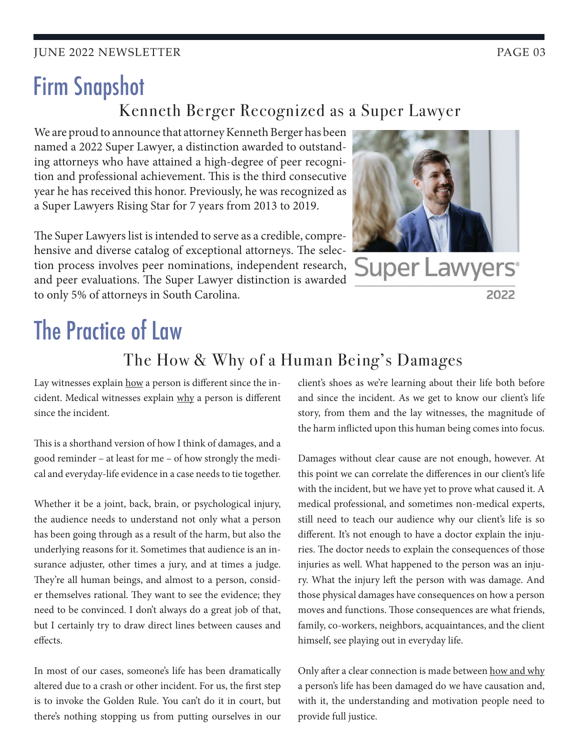# Firm Snapshot

## Kenneth Berger Recognized as a Super Lawyer

We are proud to announce that attorney Kenneth Berger has been named a 2022 Super Lawyer, a distinction awarded to outstanding attorneys who have attained a high-degree of peer recognition and professional achievement. This is the third consecutive year he has received this honor. Previously, he was recognized as a Super Lawyers Rising Star for 7 years from 2013 to 2019.

The Super Lawyers list is intended to serve as a credible, comprehensive and diverse catalog of exceptional attorneys. The selection process involves peer nominations, independent research, and peer evaluations. The Super Lawyer distinction is awarded to only 5% of attorneys in South Carolina.

Super Lawyers 2022

# The Practice of Law

## The How & Why of a Human Being's Damages

Lay witnesses explain <u>how</u> a person is different since the incident. Medical witnesses explain <u>why</u> a person is different since the incident.

This is a shorthand version of how I think of damages, and a good reminder – at least for me – of how strongly the medical and everyday-life evidence in a case needs to tie together.

Whether it be a joint, back, brain, or psychological injury, the audience needs to understand not only what a person has been going through as a result of the harm, but also the underlying reasons for it. Sometimes that audience is an insurance adjuster, other times a jury, and at times a judge. They're all human beings, and almost to a person, consider themselves rational. They want to see the evidence; they need to be convinced. I don't always do a great job of that, but I certainly try to draw direct lines between causes and effects.

In most of our cases, someone's life has been dramatically altered due to a crash or other incident. For us, the first step is to invoke the Golden Rule. You can't do it in court, but there's nothing stopping us from putting ourselves in our client's shoes as we're learning about their life both before and since the incident. As we get to know our client's life story, from them and the lay witnesses, the magnitude of the harm inflicted upon this human being comes into focus.

Damages without clear cause are not enough, however. At this point we can correlate the differences in our client's life with the incident, but we have yet to prove what caused it. A medical professional, and sometimes non-medical experts, still need to teach our audience why our client's life is so different. It's not enough to have a doctor explain the injuries. The doctor needs to explain the consequences of those injuries as well. What happened to the person was an injury. What the injury left the person with was damage. And those physical damages have consequences on how a person moves and functions. Those consequences are what friends, family, co-workers, neighbors, acquaintances, and the client himself, see playing out in everyday life.

Only after a clear connection is made between <u>how and why</u> a person's life has been damaged do we have causation and, with it, the understanding and motivation people need to provide full justice.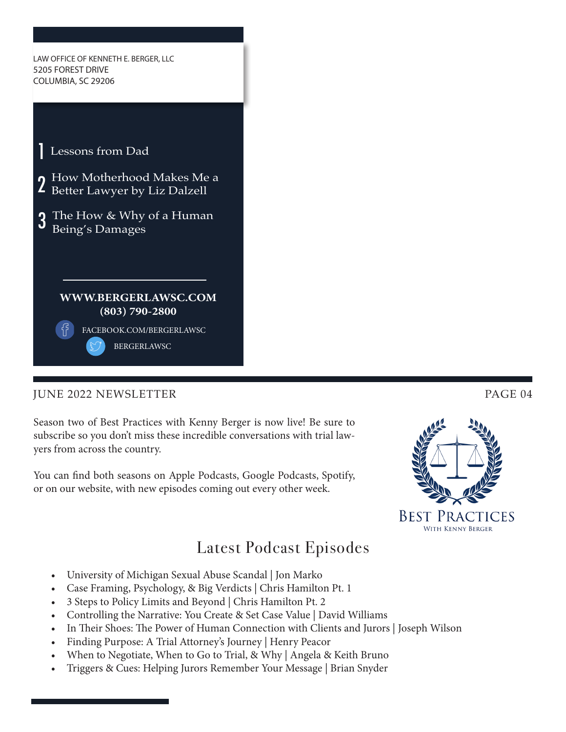LAW OFFICE OF KENNETH E. BERGER, LLC
5205 FOREST DRIVE
COLUMBIA, SC 29206

1. Lessons from Dad
2. How Motherhood Makes Me a Better Lawyer by Liz Dalzell
3. The How & Why of a Human Being's Damages

**WWW.BERGERLAWSC.COM**
**(803) 790-2800**

FACEBOOK.COM/BERGERLAWSC

BERGERLAWSC

JUNE 2022 NEWSLETTER

Season two of Best Practices with Kenny Berger is now live! Be sure to subscribe so you don't miss these incredible conversations with trial lawyers from across the country.

You can find both seasons on Apple Podcasts, Google Podcasts, Spotify, or on our website, with new episodes coming out every other week.

BEST PRACTICES
WITH KENNY BERGER

## Latest Podcast Episodes

- University of Michigan Sexual Abuse Scandal | Jon Marko
- Case Framing, Psychology, & Big Verdicts | Chris Hamilton Pt. 1
- 3 Steps to Policy Limits and Beyond | Chris Hamilton Pt. 2
- Controlling the Narrative: You Create & Set Case Value | David Williams
- In Their Shoes: The Power of Human Connection with Clients and Jurors | Joseph Wilson
- Finding Purpose: A Trial Attorney's Journey | Henry Peacor
- When to Negotiate, When to Go to Trial, & Why | Angela & Keith Bruno
- Triggers & Cues: Helping Jurors Remember Your Message | Brian Snyder